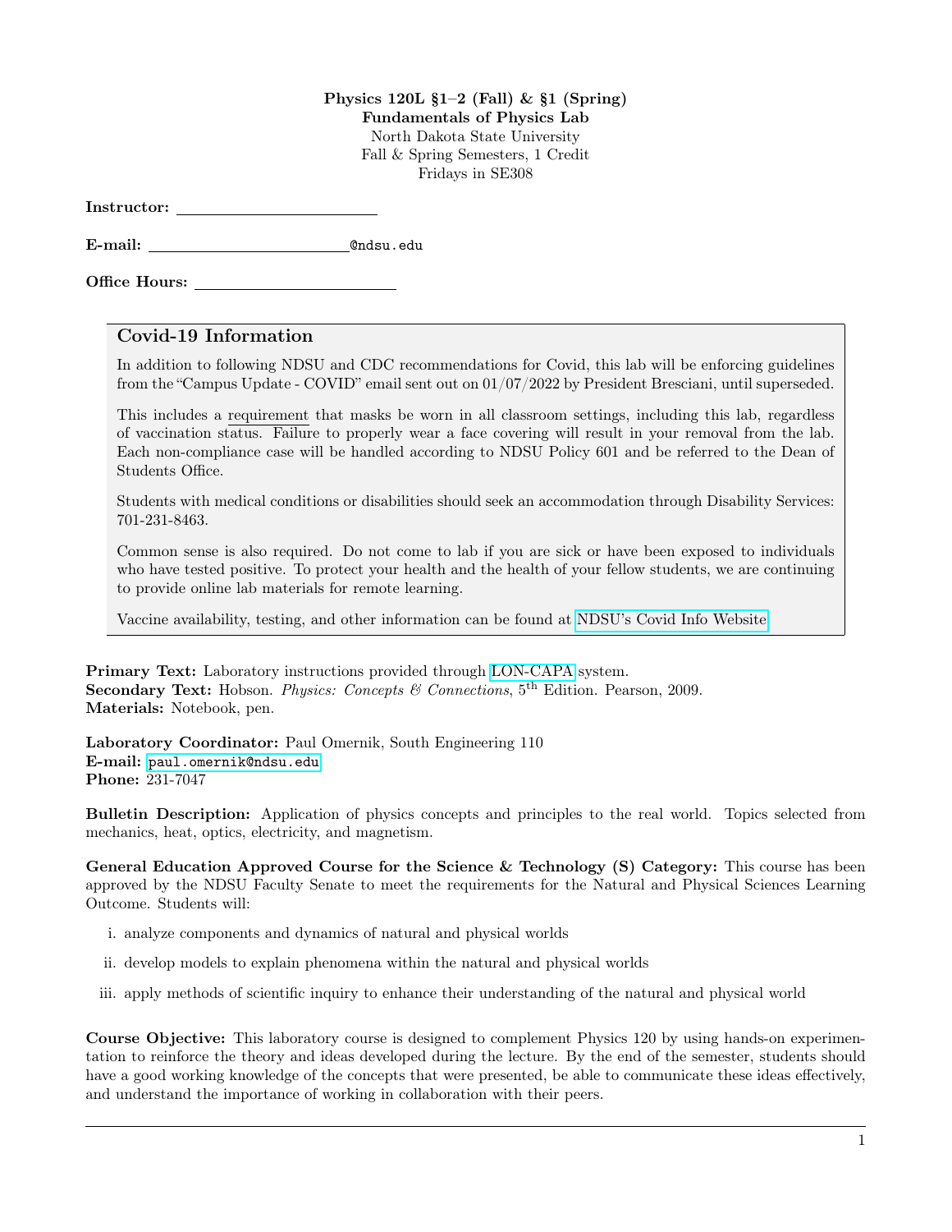**Physics 120L §1–2 (Fall) & §1 (Spring)**
**Fundamentals of Physics Lab**
North Dakota State University
Fall & Spring Semesters, 1 Credit
Fridays in SE308

**Instructor:** ____________________

**E-mail:** ____________________@ndsu.edu

**Office Hours:** ____________________

## Covid-19 Information

In addition to following NDSU and CDC recommendations for Covid, this lab will be enforcing guidelines from the "Campus Update - COVID" email sent out on 01/07/2022 by President Bresciani, until superseded.

This includes a requirement that masks be worn in all classroom settings, including this lab, regardless of vaccination status. Failure to properly wear a face covering will result in your removal from the lab. Each non-compliance case will be handled according to NDSU Policy 601 and be referred to the Dean of Students Office.

Students with medical conditions or disabilities should seek an accommodation through Disability Services: 701-231-8463.

Common sense is also required. Do not come to lab if you are sick or have been exposed to individuals who have tested positive. To protect your health and the health of your fellow students, we are continuing to provide online lab materials for remote learning.

Vaccine availability, testing, and other information can be found at NDSU's Covid Info Website

**Primary Text:** Laboratory instructions provided through LON-CAPA system.
**Secondary Text:** Hobson. *Physics: Concepts & Connections*, 5th Edition. Pearson, 2009.
**Materials:** Notebook, pen.

**Laboratory Coordinator:** Paul Omernik, South Engineering 110
**E-mail:** paul.omernik@ndsu.edu
**Phone:** 231-7047

**Bulletin Description:** Application of physics concepts and principles to the real world. Topics selected from mechanics, heat, optics, electricity, and magnetism.

**General Education Approved Course for the Science & Technology (S) Category:** This course has been approved by the NDSU Faculty Senate to meet the requirements for the Natural and Physical Sciences Learning Outcome. Students will:

i. analyze components and dynamics of natural and physical worlds

ii. develop models to explain phenomena within the natural and physical worlds

iii. apply methods of scientific inquiry to enhance their understanding of the natural and physical world

**Course Objective:** This laboratory course is designed to complement Physics 120 by using hands-on experimentation to reinforce the theory and ideas developed during the lecture. By the end of the semester, students should have a good working knowledge of the concepts that were presented, be able to communicate these ideas effectively, and understand the importance of working in collaboration with their peers.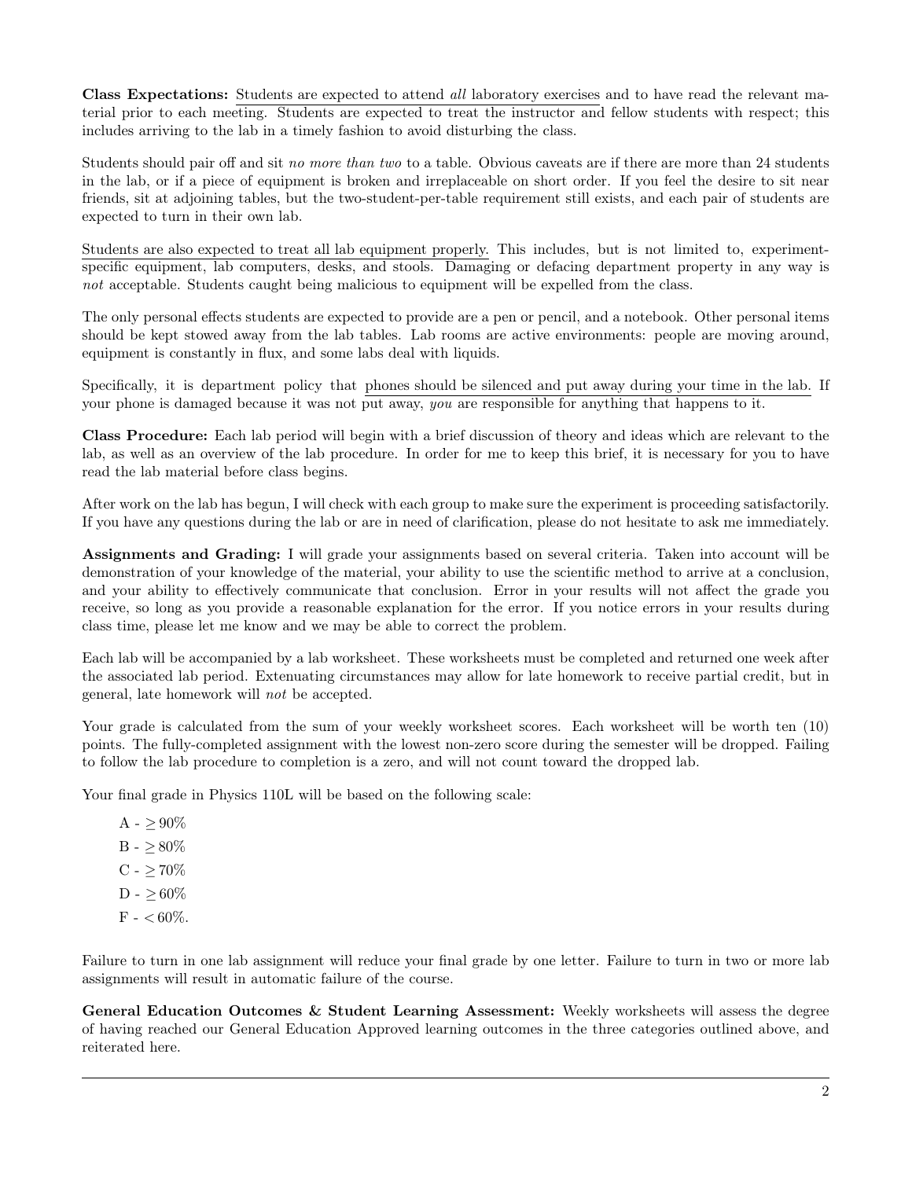**Class Expectations:** Students are expected to attend *all* laboratory exercises and to have read the relevant material prior to each meeting. Students are expected to treat the instructor and fellow students with respect; this includes arriving to the lab in a timely fashion to avoid disturbing the class.

Students should pair off and sit *no more than two* to a table. Obvious caveats are if there are more than 24 students in the lab, or if a piece of equipment is broken and irreplaceable on short order. If you feel the desire to sit near friends, sit at adjoining tables, but the two-student-per-table requirement still exists, and each pair of students are expected to turn in their own lab.

Students are also expected to treat all lab equipment properly. This includes, but is not limited to, experiment-specific equipment, lab computers, desks, and stools. Damaging or defacing department property in any way is *not* acceptable. Students caught being malicious to equipment will be expelled from the class.

The only personal effects students are expected to provide are a pen or pencil, and a notebook. Other personal items should be kept stowed away from the lab tables. Lab rooms are active environments: people are moving around, equipment is constantly in flux, and some labs deal with liquids.

Specifically, it is department policy that phones should be silenced and put away during your time in the lab. If your phone is damaged because it was not put away, *you* are responsible for anything that happens to it.

**Class Procedure:** Each lab period will begin with a brief discussion of theory and ideas which are relevant to the lab, as well as an overview of the lab procedure. In order for me to keep this brief, it is necessary for you to have read the lab material before class begins.

After work on the lab has begun, I will check with each group to make sure the experiment is proceeding satisfactorily. If you have any questions during the lab or are in need of clarification, please do not hesitate to ask me immediately.

**Assignments and Grading:** I will grade your assignments based on several criteria. Taken into account will be demonstration of your knowledge of the material, your ability to use the scientific method to arrive at a conclusion, and your ability to effectively communicate that conclusion. Error in your results will not affect the grade you receive, so long as you provide a reasonable explanation for the error. If you notice errors in your results during class time, please let me know and we may be able to correct the problem.

Each lab will be accompanied by a lab worksheet. These worksheets must be completed and returned one week after the associated lab period. Extenuating circumstances may allow for late homework to receive partial credit, but in general, late homework will *not* be accepted.

Your grade is calculated from the sum of your weekly worksheet scores. Each worksheet will be worth ten (10) points. The fully-completed assignment with the lowest non-zero score during the semester will be dropped. Failing to follow the lab procedure to completion is a zero, and will not count toward the dropped lab.

Your final grade in Physics 110L will be based on the following scale:

A - $\geq 90\%$

B - $\geq 80\%$

C - $\geq 70\%$

D - $\geq 60\%$

F - $< 60\%$.

Failure to turn in one lab assignment will reduce your final grade by one letter. Failure to turn in two or more lab assignments will result in automatic failure of the course.

**General Education Outcomes & Student Learning Assessment:** Weekly worksheets will assess the degree of having reached our General Education Approved learning outcomes in the three categories outlined above, and reiterated here.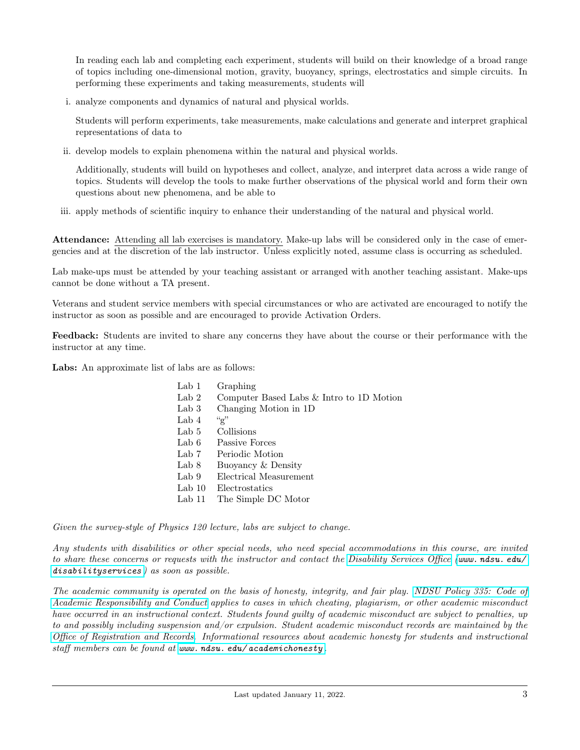In reading each lab and completing each experiment, students will build on their knowledge of a broad range of topics including one-dimensional motion, gravity, buoyancy, springs, electrostatics and simple circuits. In performing these experiments and taking measurements, students will

i. analyze components and dynamics of natural and physical worlds.

Students will perform experiments, take measurements, make calculations and generate and interpret graphical representations of data to

ii. develop models to explain phenomena within the natural and physical worlds.

Additionally, students will build on hypotheses and collect, analyze, and interpret data across a wide range of topics. Students will develop the tools to make further observations of the physical world and form their own questions about new phenomena, and be able to

iii. apply methods of scientific inquiry to enhance their understanding of the natural and physical world.

**Attendance:** Attending all lab exercises is mandatory. Make-up labs will be considered only in the case of emergencies and at the discretion of the lab instructor. Unless explicitly noted, assume class is occurring as scheduled.

Lab make-ups must be attended by your teaching assistant or arranged with another teaching assistant. Make-ups cannot be done without a TA present.

Veterans and student service members with special circumstances or who are activated are encouraged to notify the instructor as soon as possible and are encouraged to provide Activation Orders.

**Feedback:** Students are invited to share any concerns they have about the course or their performance with the instructor at any time.

**Labs:** An approximate list of labs are as follows:

| | |
|---|---|
| Lab 1 | Graphing |
| Lab 2 | Computer Based Labs & Intro to 1D Motion |
| Lab 3 | Changing Motion in 1D |
| Lab 4 | "g" |
| Lab 5 | Collisions |
| Lab 6 | Passive Forces |
| Lab 7 | Periodic Motion |
| Lab 8 | Buoyancy & Density |
| Lab 9 | Electrical Measurement |
| Lab 10 | Electrostatics |
| Lab 11 | The Simple DC Motor |

*Given the survey-style of Physics 120 lecture, labs are subject to change.*

*Any students with disabilities or other special needs, who need special accommodations in this course, are invited to share these concerns or requests with the instructor and contact the Disability Services Office (www.ndsu.edu/disabilityservices) as soon as possible.*

*The academic community is operated on the basis of honesty, integrity, and fair play. NDSU Policy 335: Code of Academic Responsibility and Conduct applies to cases in which cheating, plagiarism, or other academic misconduct have occurred in an instructional context. Students found guilty of academic misconduct are subject to penalties, up to and possibly including suspension and/or expulsion. Student academic misconduct records are maintained by the Office of Registration and Records. Informational resources about academic honesty for students and instructional staff members can be found at www.ndsu.edu/academichonesty.*

Last updated January 11, 2022.